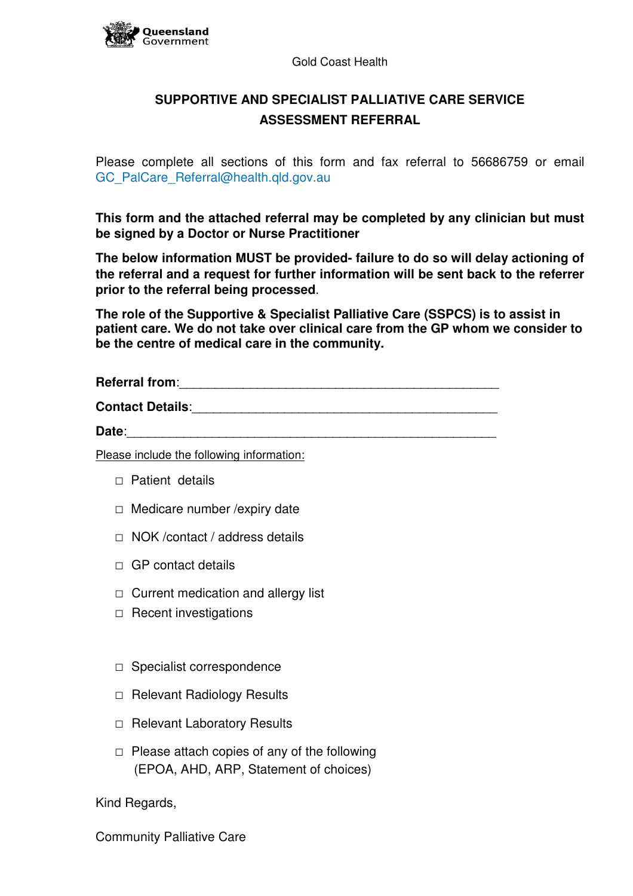Queensland Government

Gold Coast Health

## SUPPORTIVE AND SPECIALIST PALLIATIVE CARE SERVICE ASSESSMENT REFERRAL

Please complete all sections of this form and fax referral to 56686759 or email GC_PalCare_Referral@health.qld.gov.au

**This form and the attached referral may be completed by any clinician but must be signed by a Doctor or Nurse Practitioner**

**The below information MUST be provided- failure to do so will delay actioning of the referral and a request for further information will be sent back to the referrer prior to the referral being processed**.

**The role of the Supportive & Specialist Palliative Care (SSPCS) is to assist in patient care. We do not take over clinical care from the GP whom we consider to be the centre of medical care in the community.**

**Referral from**:_______________________________________________

**Contact Details**:_____________________________________________

**Date**:_______________________________________________________

Please include the following information:

- ☐ Patient details
- ☐ Medicare number /expiry date
- ☐ NOK /contact / address details
- ☐ GP contact details
- ☐ Current medication and allergy list
- ☐ Recent investigations
- ☐ Specialist correspondence
- ☐ Relevant Radiology Results
- ☐ Relevant Laboratory Results
- ☐ Please attach copies of any of the following (EPOA, AHD, ARP, Statement of choices)

Kind Regards,

Community Palliative Care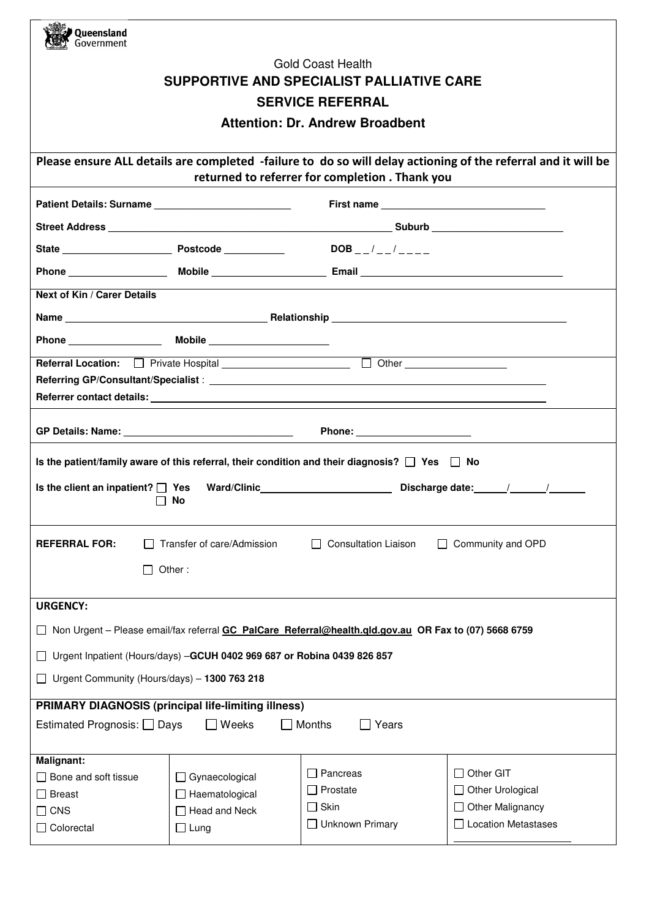Queensland Government

Gold Coast Health

# SUPPORTIVE AND SPECIALIST PALLIATIVE CARE

## SERVICE REFERRAL

### Attention: Dr. Andrew Broadbent

**Please ensure ALL details are completed -failure to do so will delay actioning of the referral and it will be returned to referrer for completion . Thank you**

**Patient Details: Surname** ______________________ **First name** ___________________________

**Street Address** ______________________________________________ **Suburb** ______________________

**State** __________________ **Postcode** __________ **DOB** _ _ / _ _ / _ _ _ _

**Phone** ________________ **Mobile** __________________ **Email** _________________________________

**Next of Kin / Carer Details**

**Name** _________________________________ **Relationship** ______________________________________

**Phone** _______________ **Mobile** ____________________

**Referral Location:** ☐ Private Hospital ____________________ ☐ Other _________________

**Referring GP/Consultant/Specialist** : ____________________________________________________________

**Referrer contact details:** ________________________________________________________________________

**GP Details: Name:** ___________________________ **Phone:** __________________

**Is the patient/family aware of this referral, their condition and their diagnosis?** ☐ **Yes** ☐ **No**

**Is the client an inpatient?** ☐ **Yes** ☐ **No** **Ward/Clinic**______________________ **Discharge date:**_____/_____/_____

**REFERRAL FOR:** ☐ Transfer of care/Admission ☐ Consultation Liaison ☐ Community and OPD

☐ Other :

**URGENCY:**

☐ Non Urgent – Please email/fax referral **GC_PalCare_Referral@health.qld.gov.au OR Fax to (07) 5668 6759**

☐ Urgent Inpatient (Hours/days) –**GCUH 0402 969 687 or Robina 0439 826 857**

☐ Urgent Community (Hours/days) – **1300 763 218**

**PRIMARY DIAGNOSIS (principal life-limiting illness)**

Estimated Prognosis: ☐ Days ☐ Weeks ☐ Months ☐ Years

| **Malignant:** | | | |
|---|---|---|---|
| ☐ Bone and soft tissue | ☐ Gynaecological | ☐ Pancreas | ☐ Other GIT |
| ☐ Breast | ☐ Haematological | ☐ Prostate | ☐ Other Urological |
| ☐ CNS | ☐ Head and Neck | ☐ Skin | ☐ Other Malignancy |
| ☐ Colorectal | ☐ Lung | ☐ Unknown Primary | ☐ Location Metastases ________________ |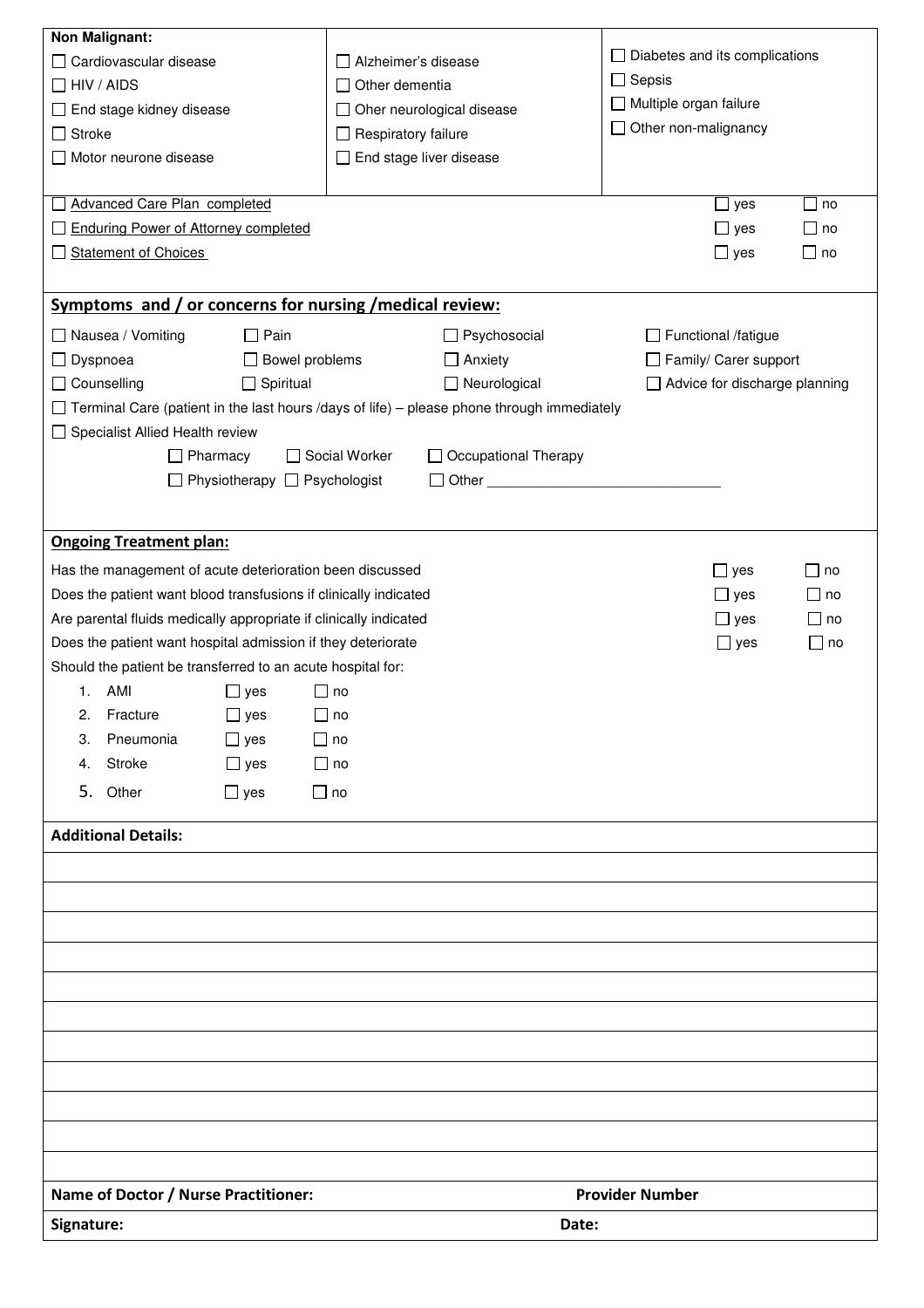**Non Malignant:**

| | | |
|---|---|---|
| ☐ Cardiovascular disease | ☐ Alzheimer's disease | ☐ Diabetes and its complications |
| ☐ HIV / AIDS | ☐ Other dementia | ☐ Sepsis |
| ☐ End stage kidney disease | ☐ Oher neurological disease | ☐ Multiple organ failure |
| ☐ Stroke | ☐ Respiratory failure | ☐ Other non-malignancy |
| ☐ Motor neurone disease | ☐ End stage liver disease | |

| | | |
|---|---|---|
| ☐ Advanced Care Plan completed | ☐ yes | ☐ no |
| ☐ Enduring Power of Attorney completed | ☐ yes | ☐ no |
| ☐ Statement of Choices | ☐ yes | ☐ no |

## Symptoms and / or concerns for nursing /medical review:

| | | | |
|---|---|---|---|
| ☐ Nausea / Vomiting | ☐ Pain | ☐ Psychosocial | ☐ Functional /fatigue |
| ☐ Dyspnoea | ☐ Bowel problems | ☐ Anxiety | ☐ Family/ Carer support |
| ☐ Counselling | ☐ Spiritual | ☐ Neurological | ☐ Advice for discharge planning |

☐ Terminal Care (patient in the last hours /days of life) – please phone through immediately

☐ Specialist Allied Health review

- ☐ Pharmacy ☐ Social Worker ☐ Occupational Therapy
- ☐ Physiotherapy ☐ Psychologist ☐ Other ______________________________

## Ongoing Treatment plan:

| | | |
|---|---|---|
| Has the management of acute deterioration been discussed | ☐ yes | ☐ no |
| Does the patient want blood transfusions if clinically indicated | ☐ yes | ☐ no |
| Are parental fluids medically appropriate if clinically indicated | ☐ yes | ☐ no |
| Does the patient want hospital admission if they deteriorate | ☐ yes | ☐ no |

Should the patient be transferred to an acute hospital for:

| | | |
|---|---|---|
| 1. AMI | ☐ yes | ☐ no |
| 2. Fracture | ☐ yes | ☐ no |
| 3. Pneumonia | ☐ yes | ☐ no |
| 4. Stroke | ☐ yes | ☐ no |
| 5. Other | ☐ yes | ☐ no |

**Additional Details:**

| | |
|---|---|
| **Name of Doctor / Nurse Practitioner:** | **Provider Number** |
| **Signature:** | **Date:** |